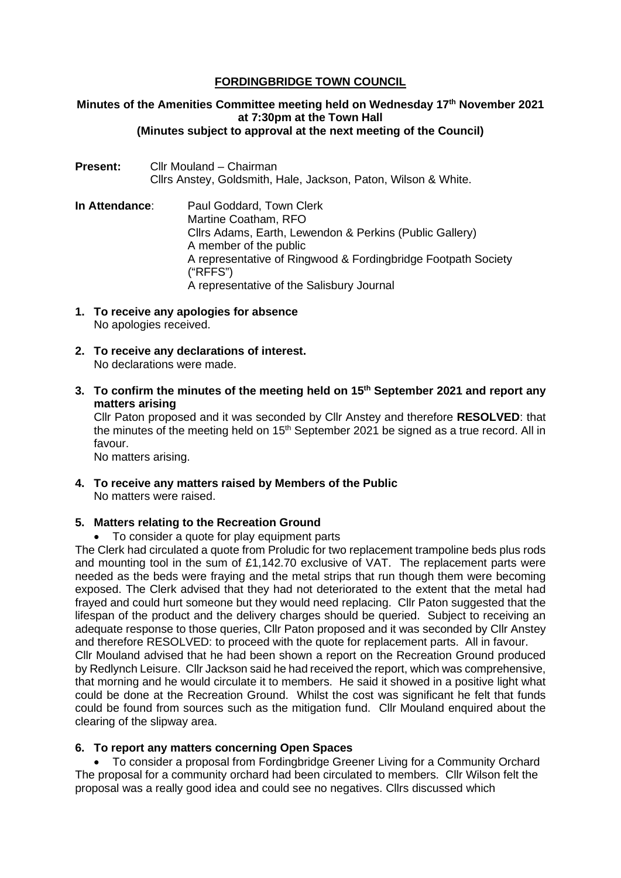# FORDINGBRIDGE TOWN COUNCIL

**Minutes of the Amenities Committee meeting held on Wednesday 17th November 2021 at 7:30pm at the Town Hall**
**(Minutes subject to approval at the next meeting of the Council)**

**Present:** Cllr Mouland – Chairman
Cllrs Anstey, Goldsmith, Hale, Jackson, Paton, Wilson & White.

**In Attendance**: Paul Goddard, Town Clerk
Martine Coatham, RFO
Cllrs Adams, Earth, Lewendon & Perkins (Public Gallery)
A member of the public
A representative of Ringwood & Fordingbridge Footpath Society ("RFFS")
A representative of the Salisbury Journal

1. **To receive any apologies for absence**
No apologies received.

2. **To receive any declarations of interest.**
No declarations were made.

3. **To confirm the minutes of the meeting held on 15th September 2021 and report any matters arising**
Cllr Paton proposed and it was seconded by Cllr Anstey and therefore **RESOLVED**: that the minutes of the meeting held on 15th September 2021 be signed as a true record. All in favour.
No matters arising.

4. **To receive any matters raised by Members of the Public**
No matters were raised.

5. **Matters relating to the Recreation Ground**
   - To consider a quote for play equipment parts

The Clerk had circulated a quote from Proludic for two replacement trampoline beds plus rods and mounting tool in the sum of £1,142.70 exclusive of VAT. The replacement parts were needed as the beds were fraying and the metal strips that run though them were becoming exposed. The Clerk advised that they had not deteriorated to the extent that the metal had frayed and could hurt someone but they would need replacing. Cllr Paton suggested that the lifespan of the product and the delivery charges should be queried. Subject to receiving an adequate response to those queries, Cllr Paton proposed and it was seconded by Cllr Anstey and therefore RESOLVED: to proceed with the quote for replacement parts. All in favour.
Cllr Mouland advised that he had been shown a report on the Recreation Ground produced by Redlynch Leisure. Cllr Jackson said he had received the report, which was comprehensive, that morning and he would circulate it to members. He said it showed in a positive light what could be done at the Recreation Ground. Whilst the cost was significant he felt that funds could be found from sources such as the mitigation fund. Cllr Mouland enquired about the clearing of the slipway area.

6. **To report any matters concerning Open Spaces**
   - To consider a proposal from Fordingbridge Greener Living for a Community Orchard

The proposal for a community orchard had been circulated to members. Cllr Wilson felt the proposal was a really good idea and could see no negatives. Cllrs discussed which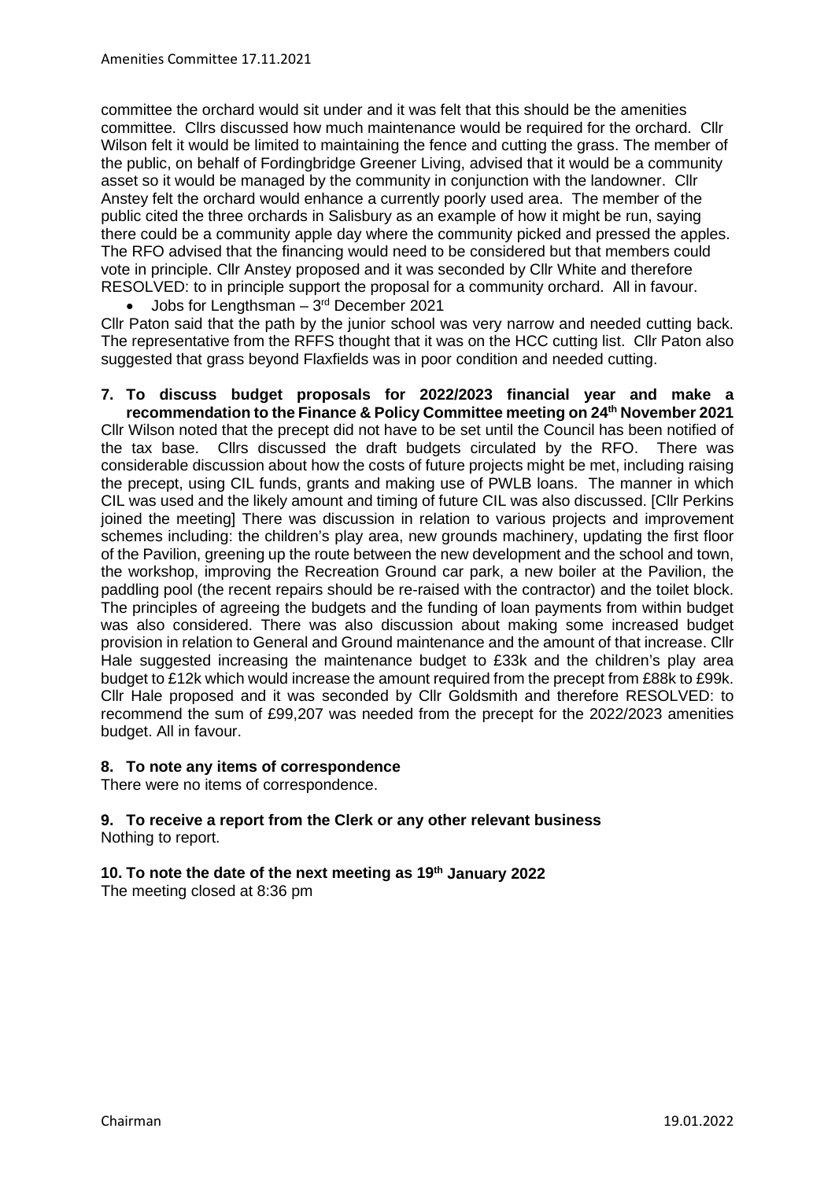committee the orchard would sit under and it was felt that this should be the amenities committee. Cllrs discussed how much maintenance would be required for the orchard. Cllr Wilson felt it would be limited to maintaining the fence and cutting the grass. The member of the public, on behalf of Fordingbridge Greener Living, advised that it would be a community asset so it would be managed by the community in conjunction with the landowner. Cllr Anstey felt the orchard would enhance a currently poorly used area. The member of the public cited the three orchards in Salisbury as an example of how it might be run, saying there could be a community apple day where the community picked and pressed the apples. The RFO advised that the financing would need to be considered but that members could vote in principle. Cllr Anstey proposed and it was seconded by Cllr White and therefore RESOLVED: to in principle support the proposal for a community orchard. All in favour.

- Jobs for Lengthsman – 3rd December 2021

Cllr Paton said that the path by the junior school was very narrow and needed cutting back. The representative from the RFFS thought that it was on the HCC cutting list. Cllr Paton also suggested that grass beyond Flaxfields was in poor condition and needed cutting.

**7. To discuss budget proposals for 2022/2023 financial year and make a recommendation to the Finance & Policy Committee meeting on 24th November 2021**

Cllr Wilson noted that the precept did not have to be set until the Council has been notified of the tax base. Cllrs discussed the draft budgets circulated by the RFO. There was considerable discussion about how the costs of future projects might be met, including raising the precept, using CIL funds, grants and making use of PWLB loans. The manner in which CIL was used and the likely amount and timing of future CIL was also discussed. [Cllr Perkins joined the meeting] There was discussion in relation to various projects and improvement schemes including: the children's play area, new grounds machinery, updating the first floor of the Pavilion, greening up the route between the new development and the school and town, the workshop, improving the Recreation Ground car park, a new boiler at the Pavilion, the paddling pool (the recent repairs should be re-raised with the contractor) and the toilet block. The principles of agreeing the budgets and the funding of loan payments from within budget was also considered. There was also discussion about making some increased budget provision in relation to General and Ground maintenance and the amount of that increase. Cllr Hale suggested increasing the maintenance budget to £33k and the children's play area budget to £12k which would increase the amount required from the precept from £88k to £99k. Cllr Hale proposed and it was seconded by Cllr Goldsmith and therefore RESOLVED: to recommend the sum of £99,207 was needed from the precept for the 2022/2023 amenities budget. All in favour.

**8. To note any items of correspondence**

There were no items of correspondence.

**9. To receive a report from the Clerk or any other relevant business**

Nothing to report.

**10. To note the date of the next meeting as 19th January 2022**

The meeting closed at 8:36 pm

Chairman 19.01.2022